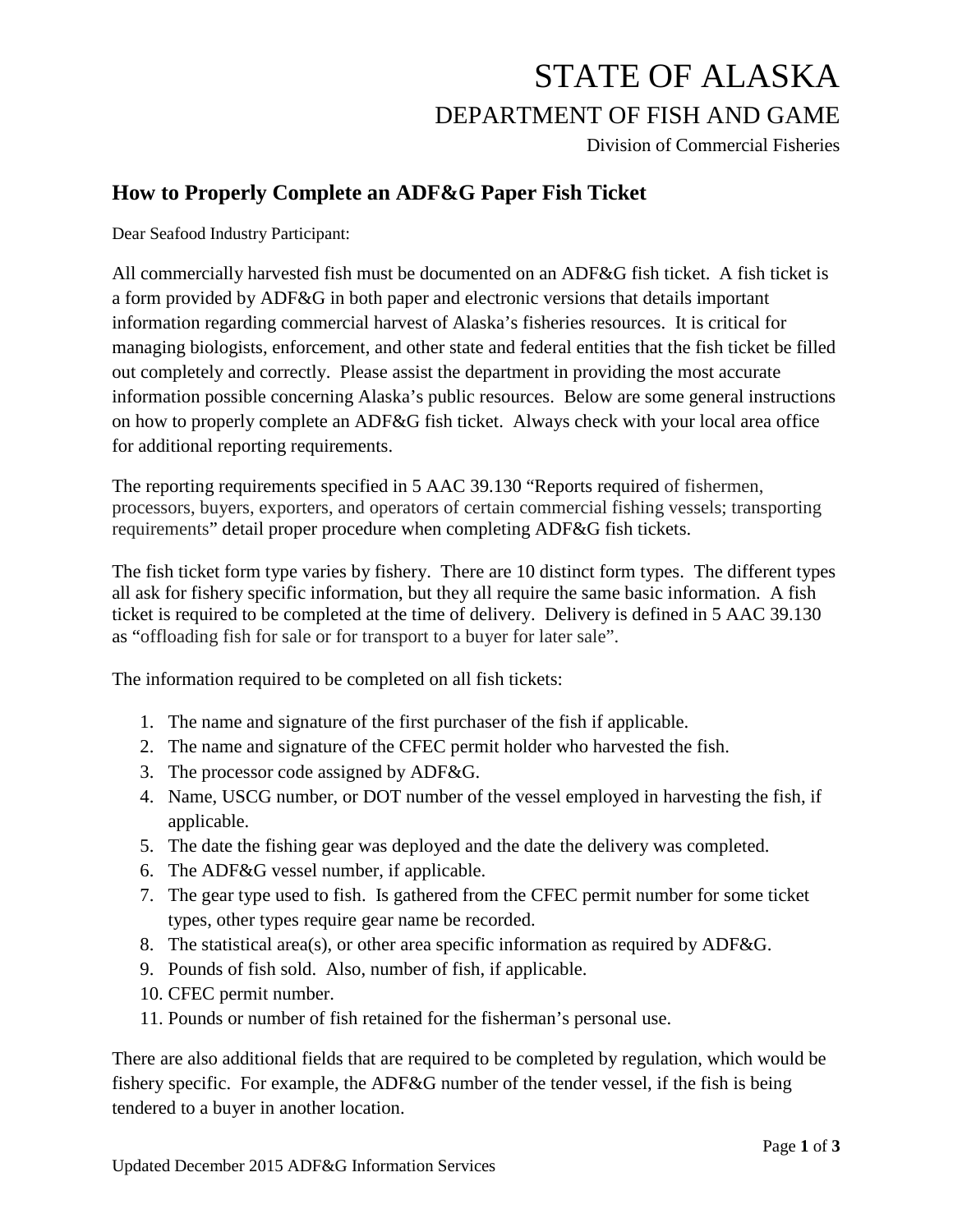# STATE OF ALASKA

## DEPARTMENT OF FISH AND GAME

Division of Commercial Fisheries

## How to Properly Complete an ADF&G Paper Fish Ticket

Dear Seafood Industry Participant:

All commercially harvested fish must be documented on an ADF&G fish ticket. A fish ticket is a form provided by ADF&G in both paper and electronic versions that details important information regarding commercial harvest of Alaska's fisheries resources. It is critical for managing biologists, enforcement, and other state and federal entities that the fish ticket be filled out completely and correctly. Please assist the department in providing the most accurate information possible concerning Alaska's public resources. Below are some general instructions on how to properly complete an ADF&G fish ticket. Always check with your local area office for additional reporting requirements.

The reporting requirements specified in 5 AAC 39.130 "Reports required of fishermen, processors, buyers, exporters, and operators of certain commercial fishing vessels; transporting requirements" detail proper procedure when completing ADF&G fish tickets.

The fish ticket form type varies by fishery. There are 10 distinct form types. The different types all ask for fishery specific information, but they all require the same basic information. A fish ticket is required to be completed at the time of delivery. Delivery is defined in 5 AAC 39.130 as "offloading fish for sale or for transport to a buyer for later sale".

The information required to be completed on all fish tickets:

1. The name and signature of the first purchaser of the fish if applicable.
2. The name and signature of the CFEC permit holder who harvested the fish.
3. The processor code assigned by ADF&G.
4. Name, USCG number, or DOT number of the vessel employed in harvesting the fish, if applicable.
5. The date the fishing gear was deployed and the date the delivery was completed.
6. The ADF&G vessel number, if applicable.
7. The gear type used to fish. Is gathered from the CFEC permit number for some ticket types, other types require gear name be recorded.
8. The statistical area(s), or other area specific information as required by ADF&G.
9. Pounds of fish sold. Also, number of fish, if applicable.
10. CFEC permit number.
11. Pounds or number of fish retained for the fisherman's personal use.

There are also additional fields that are required to be completed by regulation, which would be fishery specific. For example, the ADF&G number of the tender vessel, if the fish is being tendered to a buyer in another location.

Updated December 2015 ADF&G Information Services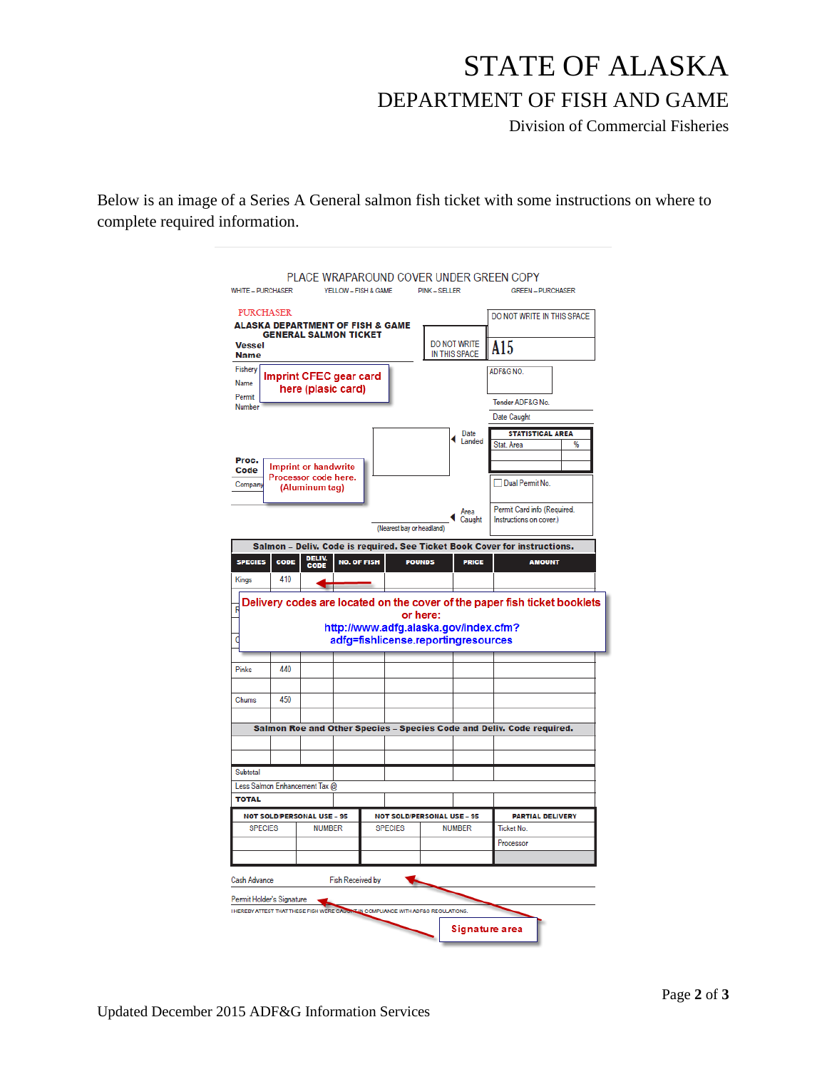# STATE OF ALASKA
## DEPARTMENT OF FISH AND GAME
### Division of Commercial Fisheries

Below is an image of a Series A General salmon fish ticket with some instructions on where to complete required information.

PLACE WRAPAROUND COVER UNDER GREEN COPY

WHITE – PURCHASER YELLOW – FISH & GAME PINK – SELLER GREEN – PURCHASER

PURCHASER

**ALASKA DEPARTMENT OF FISH & GAME GENERAL SALMON TICKET**

**Vessel Name**

DO NOT WRITE IN THIS SPACE

DO NOT WRITE IN THIS SPACE

A15

Fishery Name

Permit Number

Imprint CFEC gear card here (plasic card)

ADF&G NO.

Tender ADF&G No.

Date Caught

Date Landed

STATISTICAL AREA

Stat. Area | %

**Proc. Code**

Company

Imprint or handwrite Processor code here. (Aluminum tag)

Dual Permit No.

Permit Card info (Required. Instructions on cover.)

Area Caught

(Nearest bay or headland)

**Salmon – Deliv. Code is required. See Ticket Book Cover for instructions.**

| SPECIES | CODE | DELIV. CODE | NO. OF FISH | POUNDS | PRICE | AMOUNT |
|---|---|---|---|---|---|---|
| Kings | 410 | | | | | |
| Pinks | 440 | | | | | |
| Chums | 450 | | | | | |

Delivery codes are located on the cover of the paper fish ticket booklets or here: http://www.adfg.alaska.gov/index.cfm?adfg=fishlicense.reportingresources

**Salmon Roe and Other Species – Species Code and Deliv. Code required.**

Subtotal

Less Salmon Enhancement Tax @

**TOTAL**

| NOT SOLD/PERSONAL USE – 95 | | NOT SOLD/PERSONAL USE – 95 | | PARTIAL DELIVERY |
|---|---|---|---|---|
| SPECIES | NUMBER | SPECIES | NUMBER | Ticket No. |
| | | | | Processor |

Cash Advance Fish Received by

Permit Holder's Signature

I HEREBY ATTEST THAT THESE FISH WERE CAUGHT IN COMPLIANCE WITH ADF&G REGULATIONS.

Signature area

Updated December 2015 ADF&G Information Services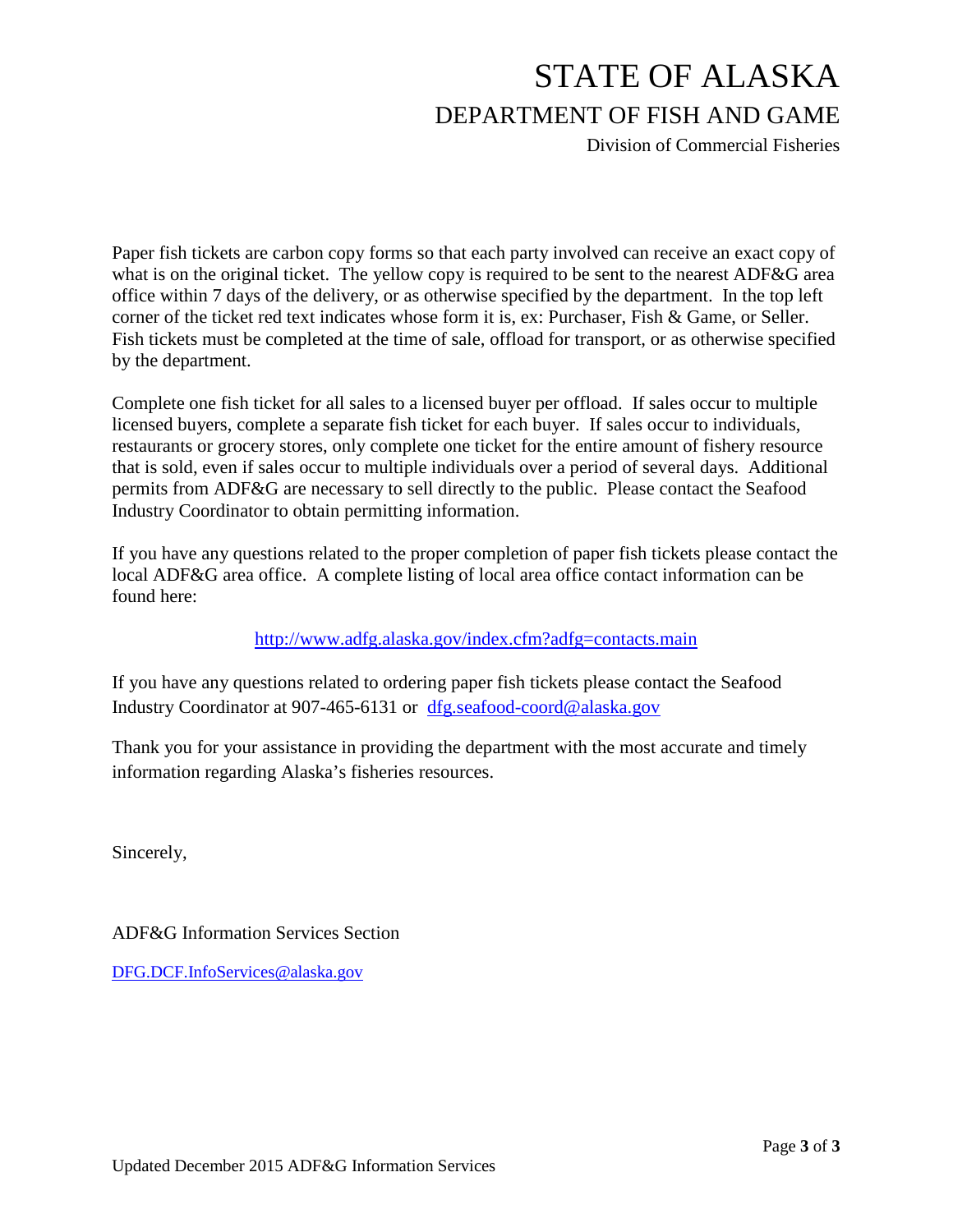# STATE OF ALASKA

## DEPARTMENT OF FISH AND GAME

Division of Commercial Fisheries

Paper fish tickets are carbon copy forms so that each party involved can receive an exact copy of what is on the original ticket. The yellow copy is required to be sent to the nearest ADF&G area office within 7 days of the delivery, or as otherwise specified by the department. In the top left corner of the ticket red text indicates whose form it is, ex: Purchaser, Fish & Game, or Seller. Fish tickets must be completed at the time of sale, offload for transport, or as otherwise specified by the department.

Complete one fish ticket for all sales to a licensed buyer per offload. If sales occur to multiple licensed buyers, complete a separate fish ticket for each buyer. If sales occur to individuals, restaurants or grocery stores, only complete one ticket for the entire amount of fishery resource that is sold, even if sales occur to multiple individuals over a period of several days. Additional permits from ADF&G are necessary to sell directly to the public. Please contact the Seafood Industry Coordinator to obtain permitting information.

If you have any questions related to the proper completion of paper fish tickets please contact the local ADF&G area office. A complete listing of local area office contact information can be found here:

http://www.adfg.alaska.gov/index.cfm?adfg=contacts.main

If you have any questions related to ordering paper fish tickets please contact the Seafood Industry Coordinator at 907-465-6131 or dfg.seafood-coord@alaska.gov

Thank you for your assistance in providing the department with the most accurate and timely information regarding Alaska's fisheries resources.

Sincerely,

ADF&G Information Services Section

DFG.DCF.InfoServices@alaska.gov

Updated December 2015 ADF&G Information Services